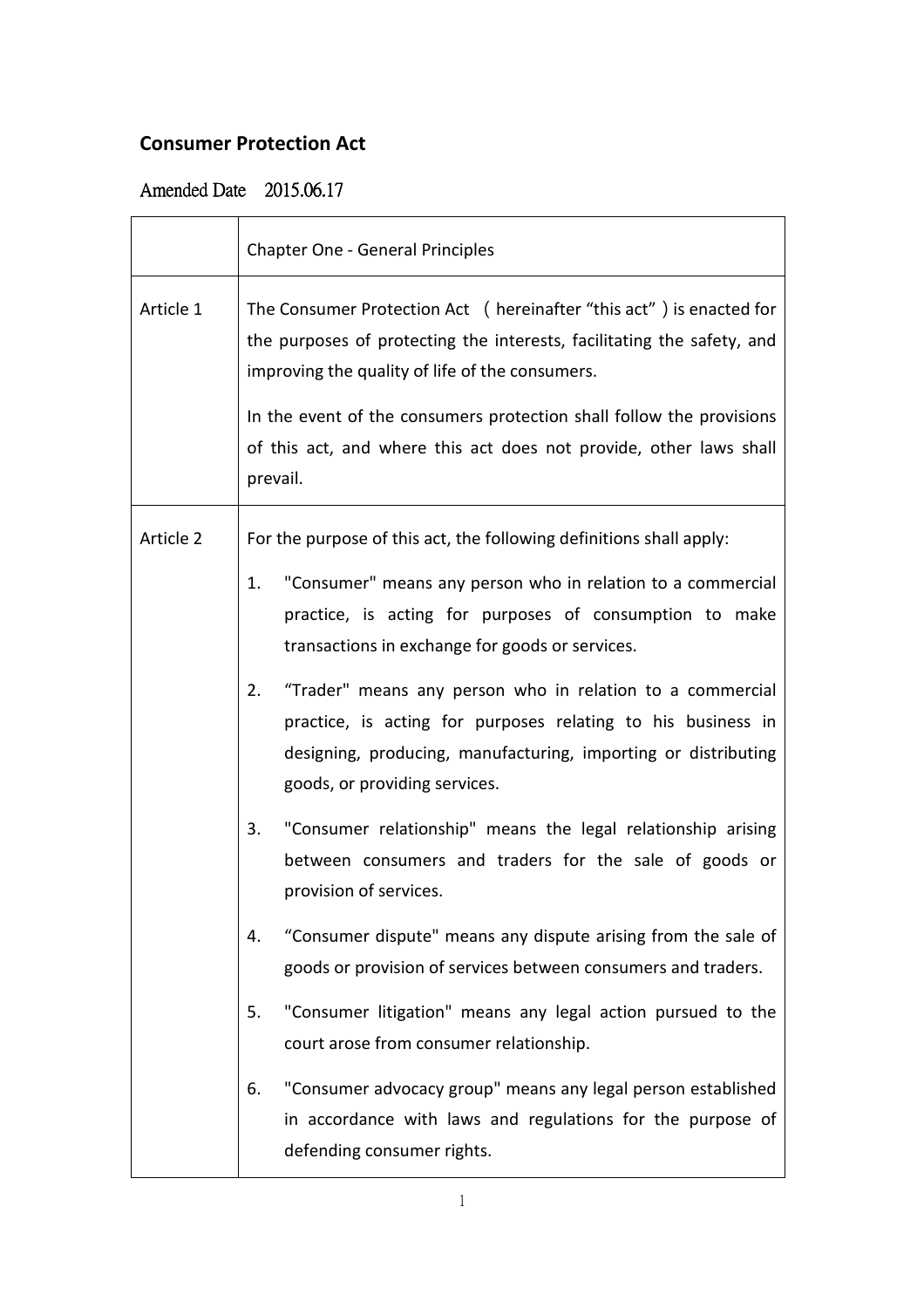# Consumer Protection Act

Amended Date 2015.06.17

| | Chapter One - General Principles |
|---|---|
| Article 1 | The Consumer Protection Act （hereinafter “this act”）is enacted for the purposes of protecting the interests, facilitating the safety, and improving the quality of life of the consumers.<br><br>In the event of the consumers protection shall follow the provisions of this act, and where this act does not provide, other laws shall prevail. |
| Article 2 | For the purpose of this act, the following definitions shall apply:<br><br>1. "Consumer" means any person who in relation to a commercial practice, is acting for purposes of consumption to make transactions in exchange for goods or services.<br><br>2. “Trader" means any person who in relation to a commercial practice, is acting for purposes relating to his business in designing, producing, manufacturing, importing or distributing goods, or providing services.<br><br>3. "Consumer relationship" means the legal relationship arising between consumers and traders for the sale of goods or provision of services.<br><br>4. “Consumer dispute" means any dispute arising from the sale of goods or provision of services between consumers and traders.<br><br>5. "Consumer litigation" means any legal action pursued to the court arose from consumer relationship.<br><br>6. "Consumer advocacy group" means any legal person established in accordance with laws and regulations for the purpose of defending consumer rights. |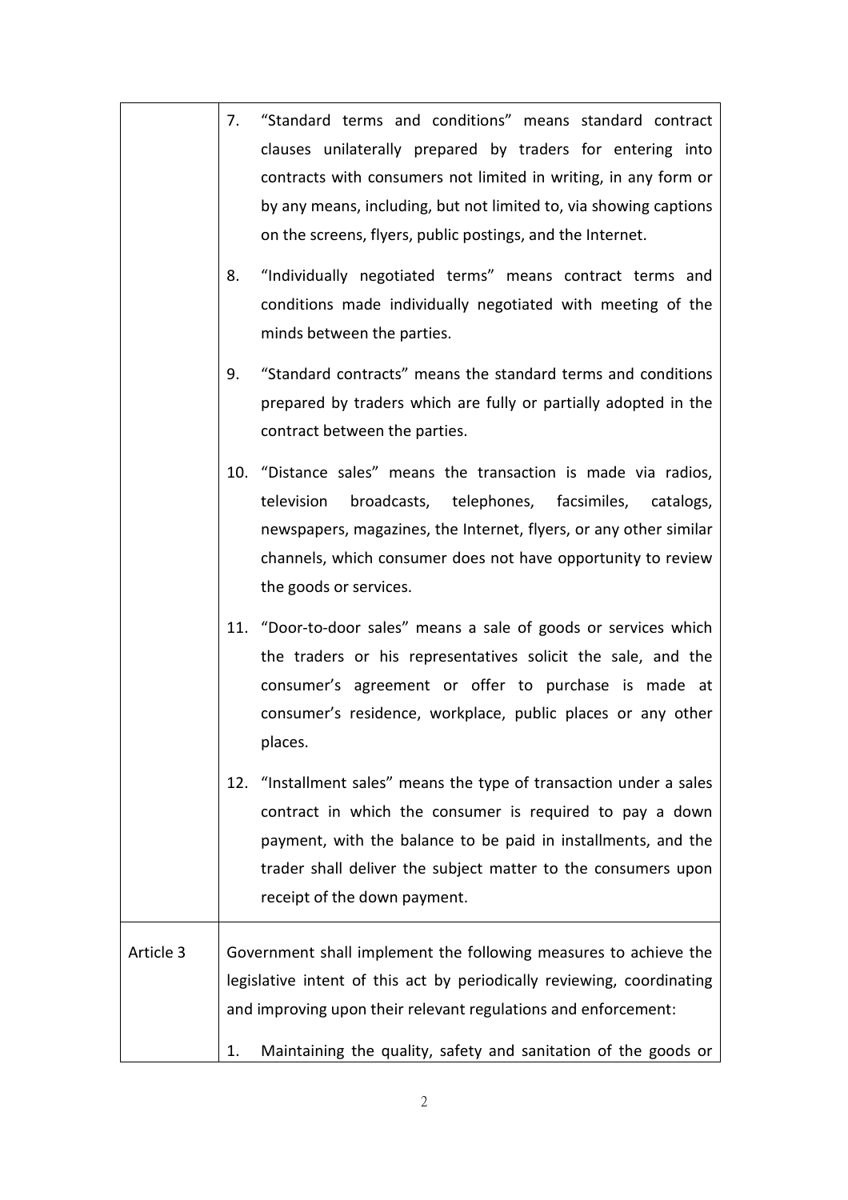| | |
|---|---|
| | 7. "Standard terms and conditions" means standard contract clauses unilaterally prepared by traders for entering into contracts with consumers not limited in writing, in any form or by any means, including, but not limited to, via showing captions on the screens, flyers, public postings, and the Internet.<br><br>8. "Individually negotiated terms" means contract terms and conditions made individually negotiated with meeting of the minds between the parties.<br><br>9. "Standard contracts" means the standard terms and conditions prepared by traders which are fully or partially adopted in the contract between the parties.<br><br>10. "Distance sales" means the transaction is made via radios, television broadcasts, telephones, facsimiles, catalogs, newspapers, magazines, the Internet, flyers, or any other similar channels, which consumer does not have opportunity to review the goods or services.<br><br>11. "Door-to-door sales" means a sale of goods or services which the traders or his representatives solicit the sale, and the consumer's agreement or offer to purchase is made at consumer's residence, workplace, public places or any other places.<br><br>12. "Installment sales" means the type of transaction under a sales contract in which the consumer is required to pay a down payment, with the balance to be paid in installments, and the trader shall deliver the subject matter to the consumers upon receipt of the down payment. |
| Article 3 | Government shall implement the following measures to achieve the legislative intent of this act by periodically reviewing, coordinating and improving upon their relevant regulations and enforcement:<br><br>1. Maintaining the quality, safety and sanitation of the goods or |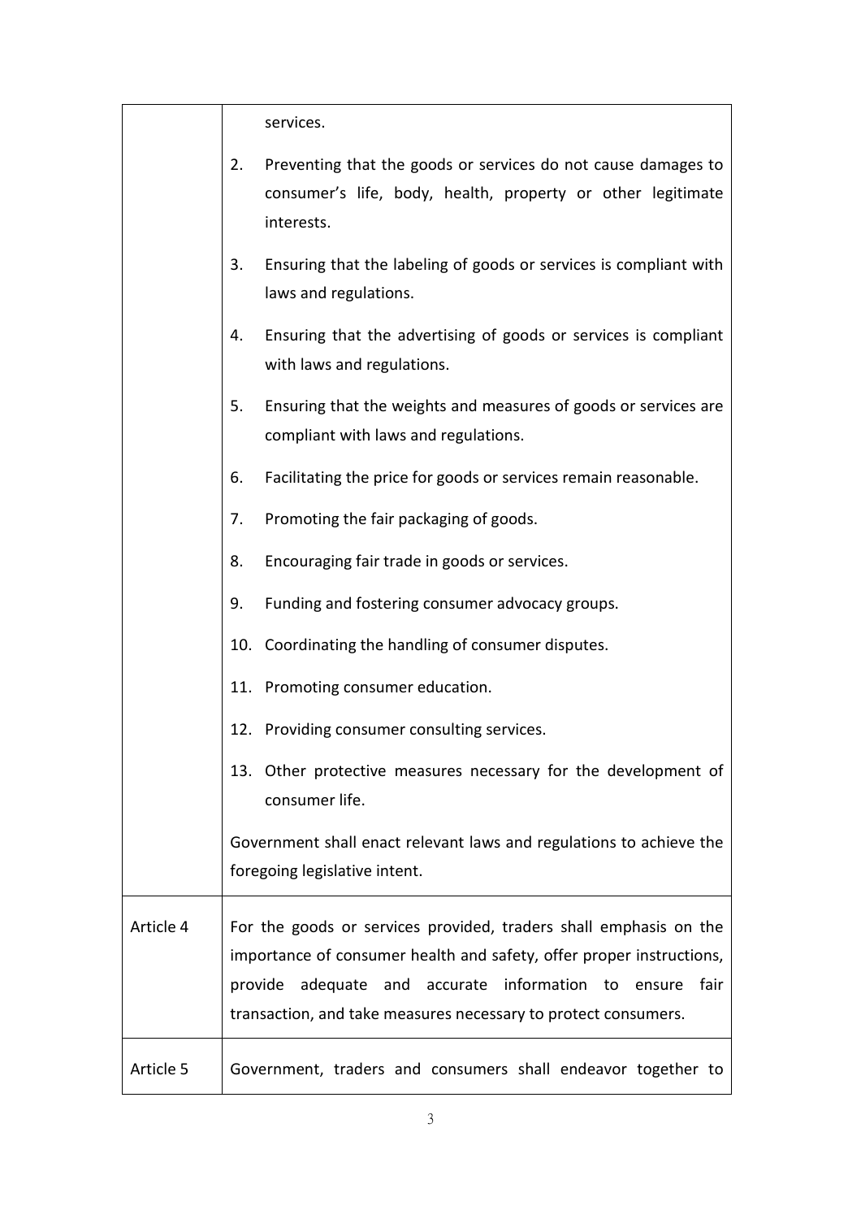| | |
|---|---|
| | services.<br>2. Preventing that the goods or services do not cause damages to consumer's life, body, health, property or other legitimate interests.<br>3. Ensuring that the labeling of goods or services is compliant with laws and regulations.<br>4. Ensuring that the advertising of goods or services is compliant with laws and regulations.<br>5. Ensuring that the weights and measures of goods or services are compliant with laws and regulations.<br>6. Facilitating the price for goods or services remain reasonable.<br>7. Promoting the fair packaging of goods.<br>8. Encouraging fair trade in goods or services.<br>9. Funding and fostering consumer advocacy groups.<br>10. Coordinating the handling of consumer disputes.<br>11. Promoting consumer education.<br>12. Providing consumer consulting services.<br>13. Other protective measures necessary for the development of consumer life.<br><br>Government shall enact relevant laws and regulations to achieve the foregoing legislative intent. |
| Article 4 | For the goods or services provided, traders shall emphasis on the importance of consumer health and safety, offer proper instructions, provide adequate and accurate information to ensure fair transaction, and take measures necessary to protect consumers. |
| Article 5 | Government, traders and consumers shall endeavor together to |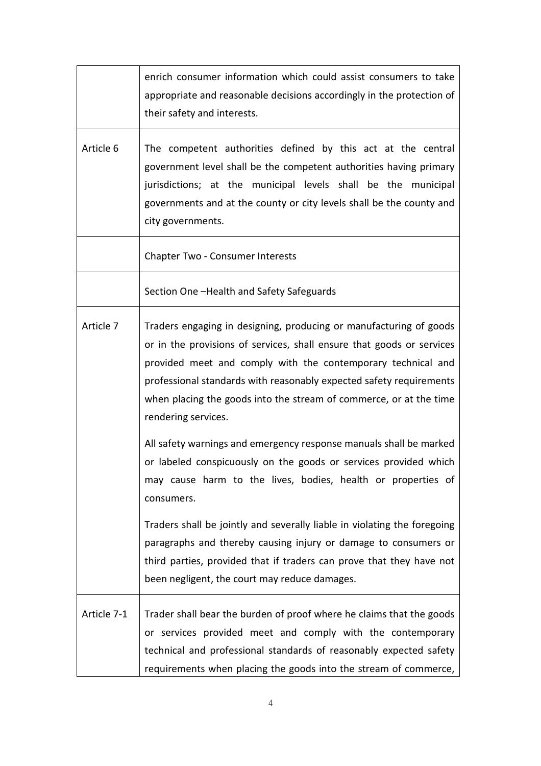| | |
|---|---|
| | enrich consumer information which could assist consumers to take appropriate and reasonable decisions accordingly in the protection of their safety and interests. |
| Article 6 | The competent authorities defined by this act at the central government level shall be the competent authorities having primary jurisdictions; at the municipal levels shall be the municipal governments and at the county or city levels shall be the county and city governments. |
| | Chapter Two - Consumer Interests |
| | Section One –Health and Safety Safeguards |
| Article 7 | Traders engaging in designing, producing or manufacturing of goods or in the provisions of services, shall ensure that goods or services provided meet and comply with the contemporary technical and professional standards with reasonably expected safety requirements when placing the goods into the stream of commerce, or at the time rendering services.<br><br>All safety warnings and emergency response manuals shall be marked or labeled conspicuously on the goods or services provided which may cause harm to the lives, bodies, health or properties of consumers.<br><br>Traders shall be jointly and severally liable in violating the foregoing paragraphs and thereby causing injury or damage to consumers or third parties, provided that if traders can prove that they have not been negligent, the court may reduce damages. |
| Article 7-1 | Trader shall bear the burden of proof where he claims that the goods or services provided meet and comply with the contemporary technical and professional standards of reasonably expected safety requirements when placing the goods into the stream of commerce, |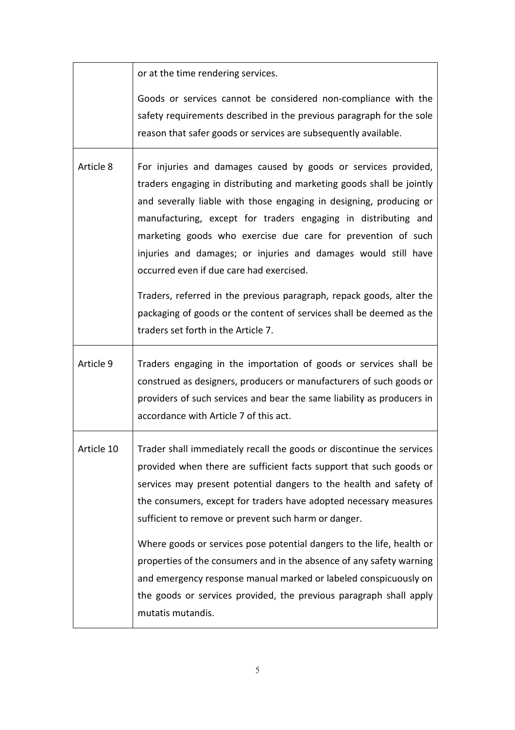| | |
|---|---|
| | or at the time rendering services.<br><br>Goods or services cannot be considered non-compliance with the safety requirements described in the previous paragraph for the sole reason that safer goods or services are subsequently available. |
| Article 8 | For injuries and damages caused by goods or services provided, traders engaging in distributing and marketing goods shall be jointly and severally liable with those engaging in designing, producing or manufacturing, except for traders engaging in distributing and marketing goods who exercise due care for prevention of such injuries and damages; or injuries and damages would still have occurred even if due care had exercised.<br><br>Traders, referred in the previous paragraph, repack goods, alter the packaging of goods or the content of services shall be deemed as the traders set forth in the Article 7. |
| Article 9 | Traders engaging in the importation of goods or services shall be construed as designers, producers or manufacturers of such goods or providers of such services and bear the same liability as producers in accordance with Article 7 of this act. |
| Article 10 | Trader shall immediately recall the goods or discontinue the services provided when there are sufficient facts support that such goods or services may present potential dangers to the health and safety of the consumers, except for traders have adopted necessary measures sufficient to remove or prevent such harm or danger.<br><br>Where goods or services pose potential dangers to the life, health or properties of the consumers and in the absence of any safety warning and emergency response manual marked or labeled conspicuously on the goods or services provided, the previous paragraph shall apply mutatis mutandis. |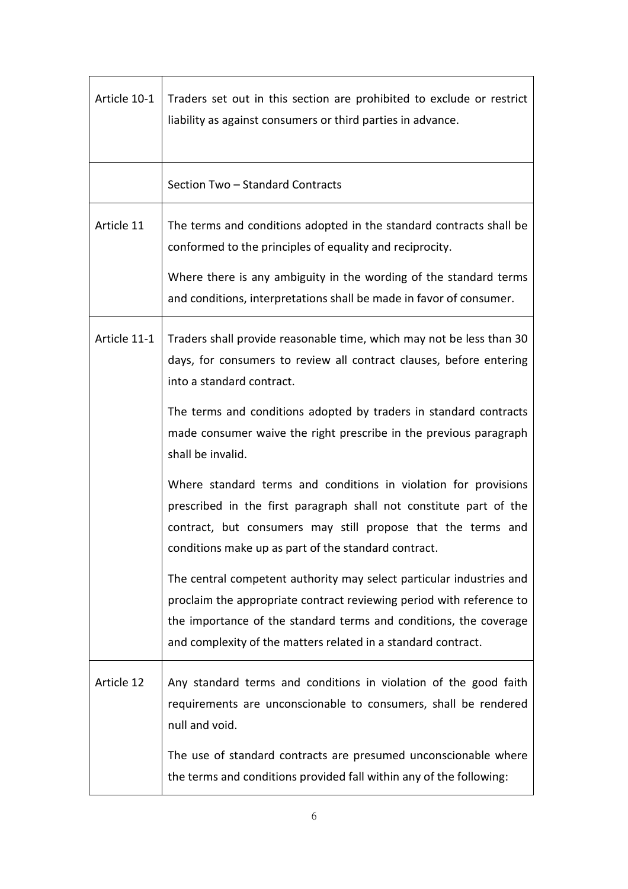| | |
|---|---|
| Article 10-1 | Traders set out in this section are prohibited to exclude or restrict liability as against consumers or third parties in advance. |
| | Section Two – Standard Contracts |
| Article 11 | The terms and conditions adopted in the standard contracts shall be conformed to the principles of equality and reciprocity.<br><br>Where there is any ambiguity in the wording of the standard terms and conditions, interpretations shall be made in favor of consumer. |
| Article 11-1 | Traders shall provide reasonable time, which may not be less than 30 days, for consumers to review all contract clauses, before entering into a standard contract.<br><br>The terms and conditions adopted by traders in standard contracts made consumer waive the right prescribe in the previous paragraph shall be invalid.<br><br>Where standard terms and conditions in violation for provisions prescribed in the first paragraph shall not constitute part of the contract, but consumers may still propose that the terms and conditions make up as part of the standard contract.<br><br>The central competent authority may select particular industries and proclaim the appropriate contract reviewing period with reference to the importance of the standard terms and conditions, the coverage and complexity of the matters related in a standard contract. |
| Article 12 | Any standard terms and conditions in violation of the good faith requirements are unconscionable to consumers, shall be rendered null and void.<br><br>The use of standard contracts are presumed unconscionable where the terms and conditions provided fall within any of the following: |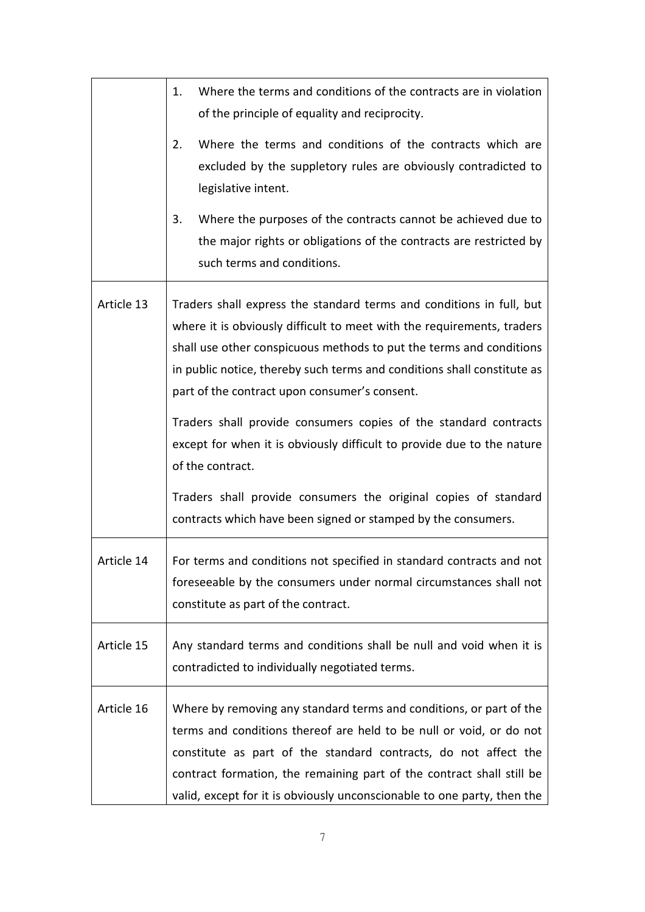| | |
|---|---|
| | 1. Where the terms and conditions of the contracts are in violation of the principle of equality and reciprocity.<br>2. Where the terms and conditions of the contracts which are excluded by the suppletory rules are obviously contradicted to legislative intent.<br>3. Where the purposes of the contracts cannot be achieved due to the major rights or obligations of the contracts are restricted by such terms and conditions. |
| Article 13 | Traders shall express the standard terms and conditions in full, but where it is obviously difficult to meet with the requirements, traders shall use other conspicuous methods to put the terms and conditions in public notice, thereby such terms and conditions shall constitute as part of the contract upon consumer's consent.<br><br>Traders shall provide consumers copies of the standard contracts except for when it is obviously difficult to provide due to the nature of the contract.<br><br>Traders shall provide consumers the original copies of standard contracts which have been signed or stamped by the consumers. |
| Article 14 | For terms and conditions not specified in standard contracts and not foreseeable by the consumers under normal circumstances shall not constitute as part of the contract. |
| Article 15 | Any standard terms and conditions shall be null and void when it is contradicted to individually negotiated terms. |
| Article 16 | Where by removing any standard terms and conditions, or part of the terms and conditions thereof are held to be null or void, or do not constitute as part of the standard contracts, do not affect the contract formation, the remaining part of the contract shall still be valid, except for it is obviously unconscionable to one party, then the |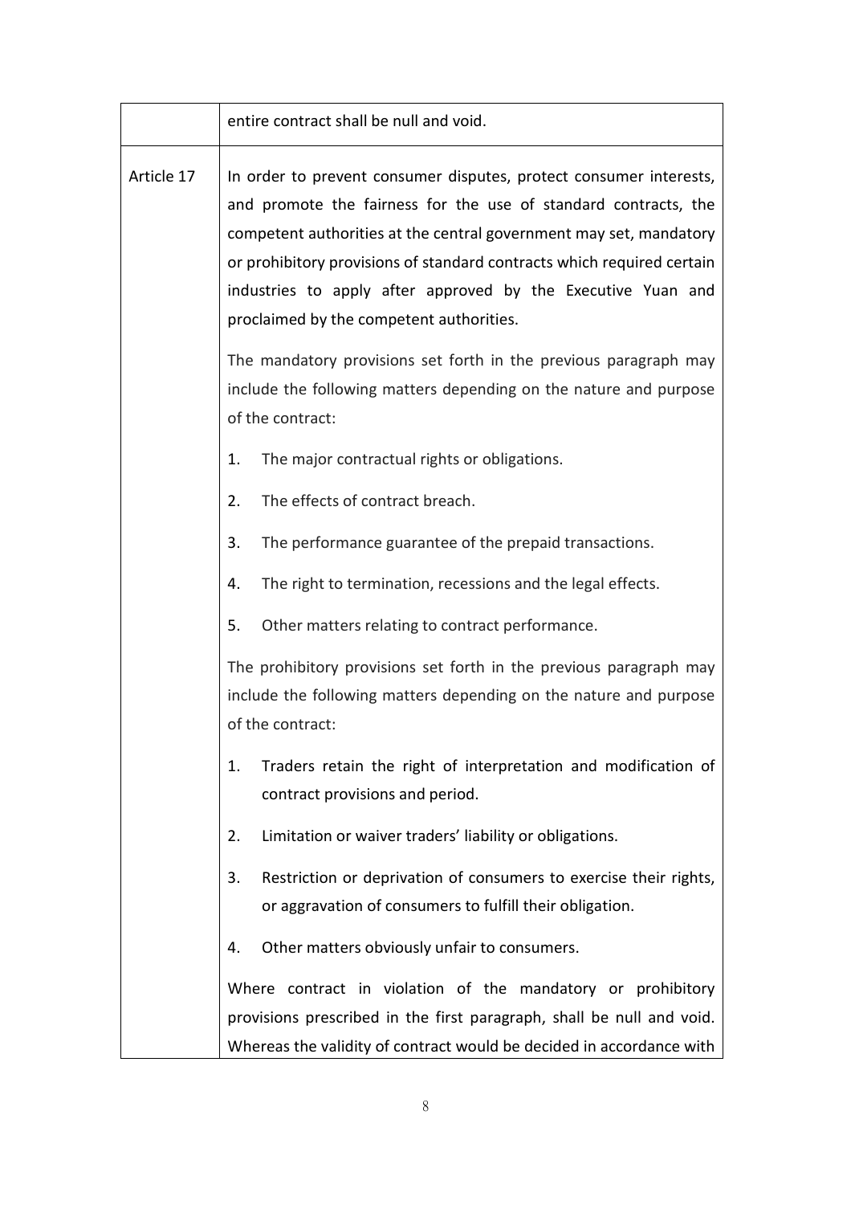| | |
|---|---|
| | entire contract shall be null and void. |
| Article 17 | In order to prevent consumer disputes, protect consumer interests, and promote the fairness for the use of standard contracts, the competent authorities at the central government may set, mandatory or prohibitory provisions of standard contracts which required certain industries to apply after approved by the Executive Yuan and proclaimed by the competent authorities.<br><br>The mandatory provisions set forth in the previous paragraph may include the following matters depending on the nature and purpose of the contract:<br><br>1. The major contractual rights or obligations.<br>2. The effects of contract breach.<br>3. The performance guarantee of the prepaid transactions.<br>4. The right to termination, recessions and the legal effects.<br>5. Other matters relating to contract performance.<br><br>The prohibitory provisions set forth in the previous paragraph may include the following matters depending on the nature and purpose of the contract:<br><br>1. Traders retain the right of interpretation and modification of contract provisions and period.<br>2. Limitation or waiver traders' liability or obligations.<br>3. Restriction or deprivation of consumers to exercise their rights, or aggravation of consumers to fulfill their obligation.<br>4. Other matters obviously unfair to consumers.<br><br>Where contract in violation of the mandatory or prohibitory provisions prescribed in the first paragraph, shall be null and void. Whereas the validity of contract would be decided in accordance with |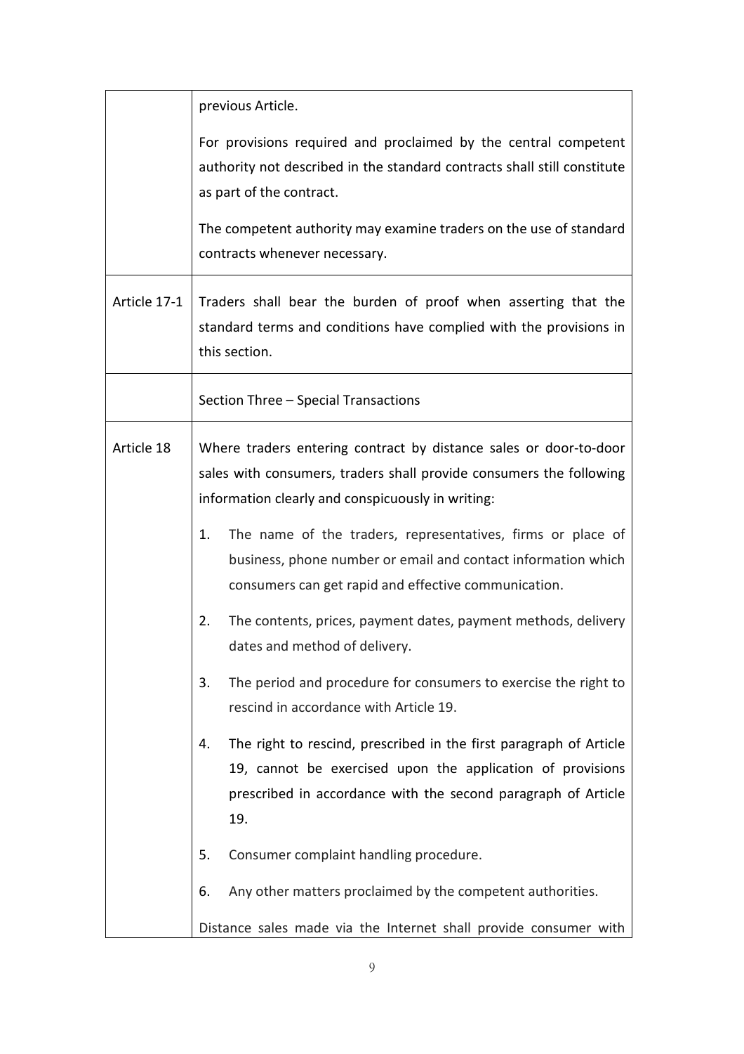| | |
|---|---|
| | previous Article.<br><br>For provisions required and proclaimed by the central competent authority not described in the standard contracts shall still constitute as part of the contract.<br><br>The competent authority may examine traders on the use of standard contracts whenever necessary. |
| Article 17-1 | Traders shall bear the burden of proof when asserting that the standard terms and conditions have complied with the provisions in this section. |
| | Section Three – Special Transactions |
| Article 18 | Where traders entering contract by distance sales or door-to-door sales with consumers, traders shall provide consumers the following information clearly and conspicuously in writing:<br><br>1. The name of the traders, representatives, firms or place of business, phone number or email and contact information which consumers can get rapid and effective communication.<br>2. The contents, prices, payment dates, payment methods, delivery dates and method of delivery.<br>3. The period and procedure for consumers to exercise the right to rescind in accordance with Article 19.<br>4. The right to rescind, prescribed in the first paragraph of Article 19, cannot be exercised upon the application of provisions prescribed in accordance with the second paragraph of Article 19.<br>5. Consumer complaint handling procedure.<br>6. Any other matters proclaimed by the competent authorities.<br><br>Distance sales made via the Internet shall provide consumer with |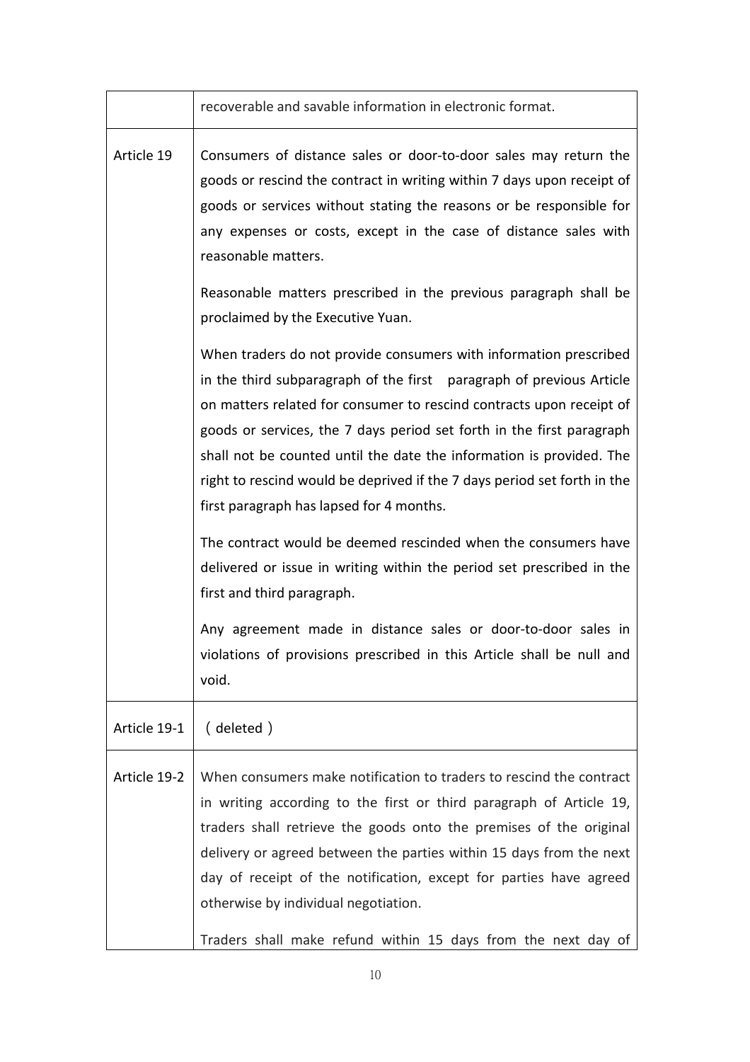| | |
|---|---|
| | recoverable and savable information in electronic format. |
| Article 19 | Consumers of distance sales or door-to-door sales may return the goods or rescind the contract in writing within 7 days upon receipt of goods or services without stating the reasons or be responsible for any expenses or costs, except in the case of distance sales with reasonable matters.<br><br>Reasonable matters prescribed in the previous paragraph shall be proclaimed by the Executive Yuan.<br><br>When traders do not provide consumers with information prescribed in the third subparagraph of the first paragraph of previous Article on matters related for consumer to rescind contracts upon receipt of goods or services, the 7 days period set forth in the first paragraph shall not be counted until the date the information is provided. The right to rescind would be deprived if the 7 days period set forth in the first paragraph has lapsed for 4 months.<br><br>The contract would be deemed rescinded when the consumers have delivered or issue in writing within the period set prescribed in the first and third paragraph.<br><br>Any agreement made in distance sales or door-to-door sales in violations of provisions prescribed in this Article shall be null and void. |
| Article 19-1 | （deleted） |
| Article 19-2 | When consumers make notification to traders to rescind the contract in writing according to the first or third paragraph of Article 19, traders shall retrieve the goods onto the premises of the original delivery or agreed between the parties within 15 days from the next day of receipt of the notification, except for parties have agreed otherwise by individual negotiation.<br><br>Traders shall make refund within 15 days from the next day of |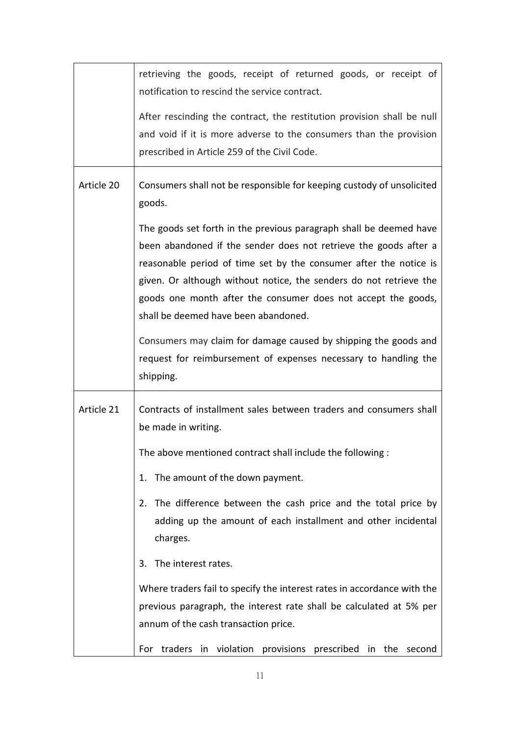| | |
|---|---|
| | retrieving the goods, receipt of returned goods, or receipt of notification to rescind the service contract.<br><br>After rescinding the contract, the restitution provision shall be null and void if it is more adverse to the consumers than the provision prescribed in Article 259 of the Civil Code. |
| Article 20 | Consumers shall not be responsible for keeping custody of unsolicited goods.<br><br>The goods set forth in the previous paragraph shall be deemed have been abandoned if the sender does not retrieve the goods after a reasonable period of time set by the consumer after the notice is given. Or although without notice, the senders do not retrieve the goods one month after the consumer does not accept the goods, shall be deemed have been abandoned.<br><br>Consumers may claim for damage caused by shipping the goods and request for reimbursement of expenses necessary to handling the shipping. |
| Article 21 | Contracts of installment sales between traders and consumers shall be made in writing.<br><br>The above mentioned contract shall include the following :<br><br>1. The amount of the down payment.<br><br>2. The difference between the cash price and the total price by adding up the amount of each installment and other incidental charges.<br><br>3. The interest rates.<br><br>Where traders fail to specify the interest rates in accordance with the previous paragraph, the interest rate shall be calculated at 5% per annum of the cash transaction price.<br><br>For traders in violation provisions prescribed in the second |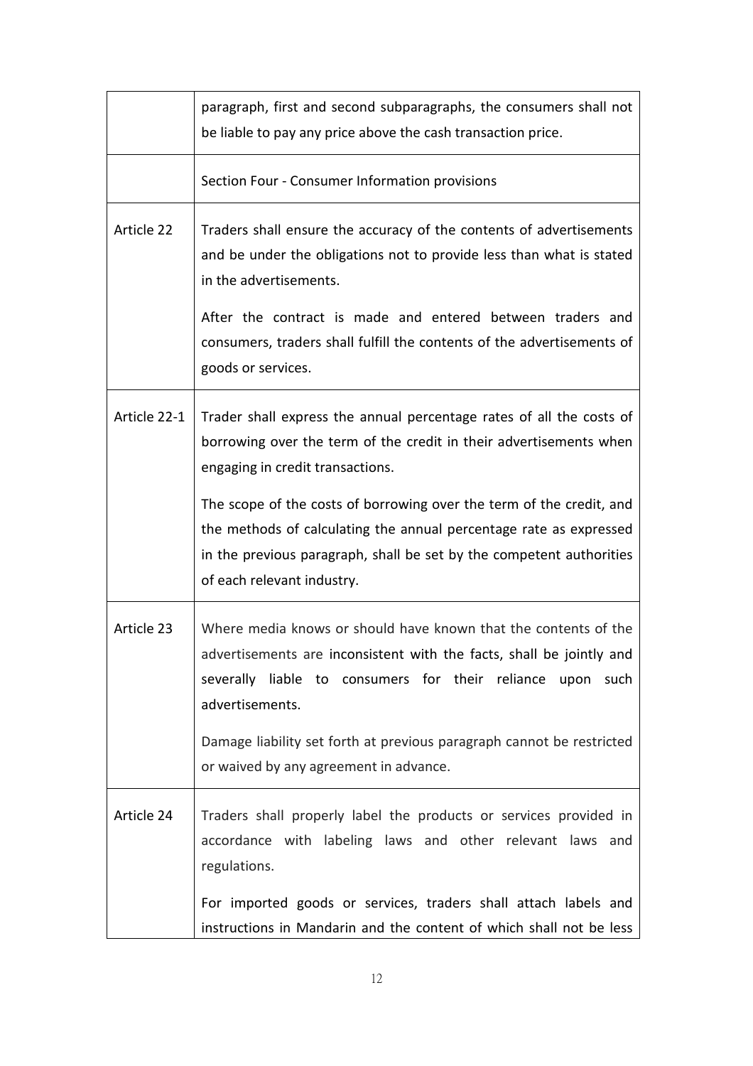| | |
|---|---|
| | paragraph, first and second subparagraphs, the consumers shall not be liable to pay any price above the cash transaction price. |
| | Section Four - Consumer Information provisions |
| Article 22 | Traders shall ensure the accuracy of the contents of advertisements and be under the obligations not to provide less than what is stated in the advertisements.<br><br>After the contract is made and entered between traders and consumers, traders shall fulfill the contents of the advertisements of goods or services. |
| Article 22-1 | Trader shall express the annual percentage rates of all the costs of borrowing over the term of the credit in their advertisements when engaging in credit transactions.<br><br>The scope of the costs of borrowing over the term of the credit, and the methods of calculating the annual percentage rate as expressed in the previous paragraph, shall be set by the competent authorities of each relevant industry. |
| Article 23 | Where media knows or should have known that the contents of the advertisements are inconsistent with the facts, shall be jointly and severally liable to consumers for their reliance upon such advertisements.<br><br>Damage liability set forth at previous paragraph cannot be restricted or waived by any agreement in advance. |
| Article 24 | Traders shall properly label the products or services provided in accordance with labeling laws and other relevant laws and regulations.<br><br>For imported goods or services, traders shall attach labels and instructions in Mandarin and the content of which shall not be less |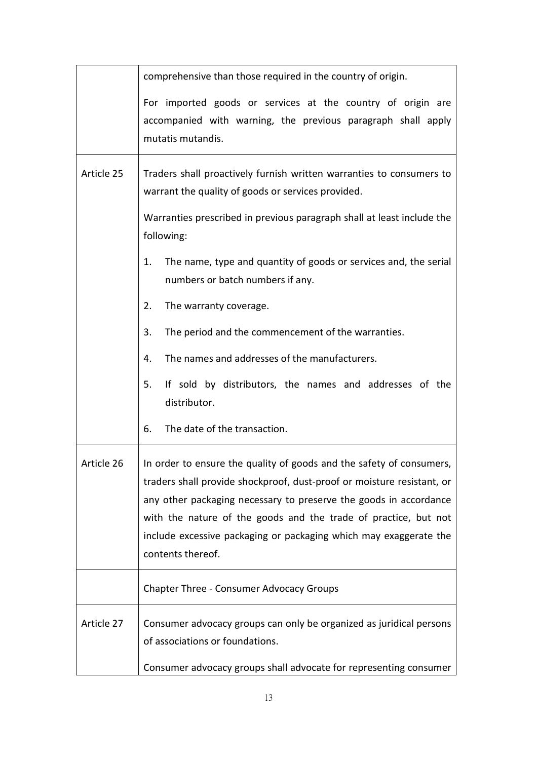| | |
|---|---|
| | comprehensive than those required in the country of origin.<br><br>For imported goods or services at the country of origin are accompanied with warning, the previous paragraph shall apply mutatis mutandis. |
| Article 25 | Traders shall proactively furnish written warranties to consumers to warrant the quality of goods or services provided.<br><br>Warranties prescribed in previous paragraph shall at least include the following:<br><br>1. The name, type and quantity of goods or services and, the serial numbers or batch numbers if any.<br><br>2. The warranty coverage.<br><br>3. The period and the commencement of the warranties.<br><br>4. The names and addresses of the manufacturers.<br><br>5. If sold by distributors, the names and addresses of the distributor.<br><br>6. The date of the transaction. |
| Article 26 | In order to ensure the quality of goods and the safety of consumers, traders shall provide shockproof, dust-proof or moisture resistant, or any other packaging necessary to preserve the goods in accordance with the nature of the goods and the trade of practice, but not include excessive packaging or packaging which may exaggerate the contents thereof. |
| | Chapter Three - Consumer Advocacy Groups |
| Article 27 | Consumer advocacy groups can only be organized as juridical persons of associations or foundations.<br><br>Consumer advocacy groups shall advocate for representing consumer |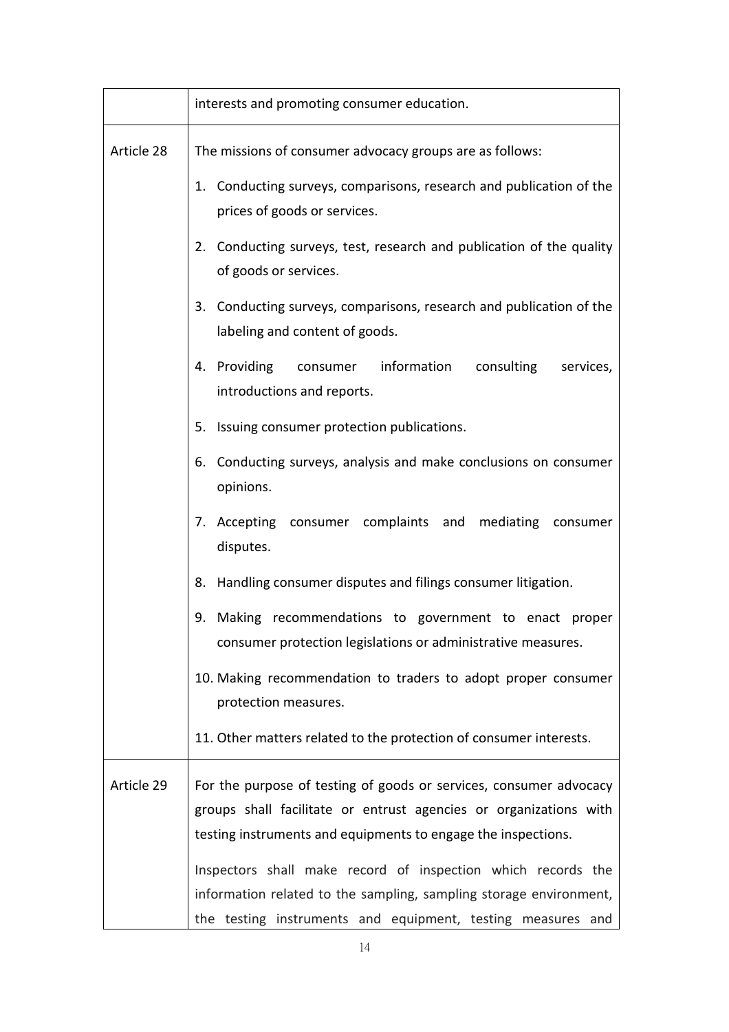| | |
|---|---|
| | interests and promoting consumer education. |
| Article 28 | The missions of consumer advocacy groups are as follows:<br>1. Conducting surveys, comparisons, research and publication of the prices of goods or services.<br>2. Conducting surveys, test, research and publication of the quality of goods or services.<br>3. Conducting surveys, comparisons, research and publication of the labeling and content of goods.<br>4. Providing consumer information consulting services, introductions and reports.<br>5. Issuing consumer protection publications.<br>6. Conducting surveys, analysis and make conclusions on consumer opinions.<br>7. Accepting consumer complaints and mediating consumer disputes.<br>8. Handling consumer disputes and filings consumer litigation.<br>9. Making recommendations to government to enact proper consumer protection legislations or administrative measures.<br>10. Making recommendation to traders to adopt proper consumer protection measures.<br>11. Other matters related to the protection of consumer interests. |
| Article 29 | For the purpose of testing of goods or services, consumer advocacy groups shall facilitate or entrust agencies or organizations with testing instruments and equipments to engage the inspections.<br><br>Inspectors shall make record of inspection which records the information related to the sampling, sampling storage environment, the testing instruments and equipment, testing measures and |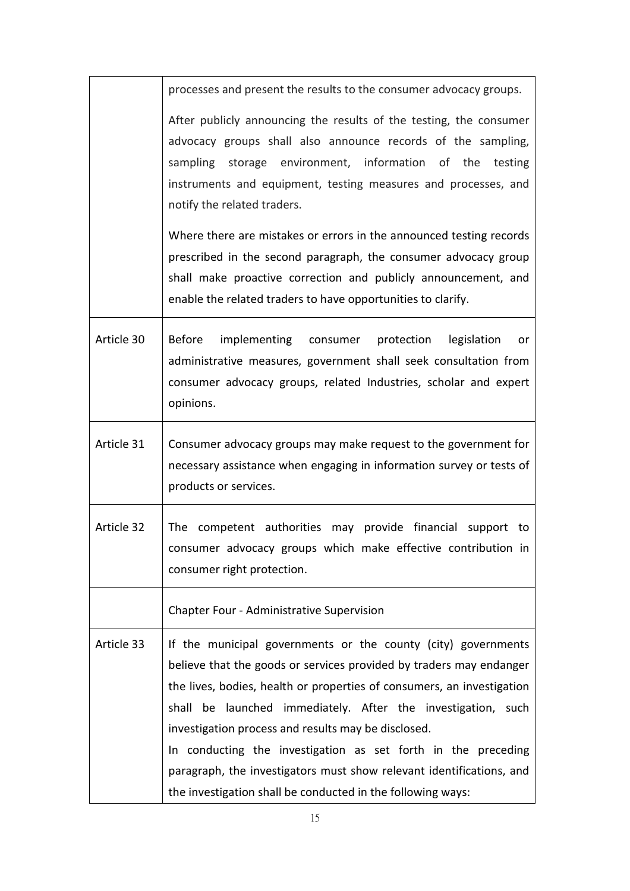| | |
|---|---|
| | processes and present the results to the consumer advocacy groups.<br><br>After publicly announcing the results of the testing, the consumer advocacy groups shall also announce records of the sampling, sampling storage environment, information of the testing instruments and equipment, testing measures and processes, and notify the related traders.<br><br>Where there are mistakes or errors in the announced testing records prescribed in the second paragraph, the consumer advocacy group shall make proactive correction and publicly announcement, and enable the related traders to have opportunities to clarify. |
| Article 30 | Before implementing consumer protection legislation or administrative measures, government shall seek consultation from consumer advocacy groups, related Industries, scholar and expert opinions. |
| Article 31 | Consumer advocacy groups may make request to the government for necessary assistance when engaging in information survey or tests of products or services. |
| Article 32 | The competent authorities may provide financial support to consumer advocacy groups which make effective contribution in consumer right protection. |
| | Chapter Four - Administrative Supervision |
| Article 33 | If the municipal governments or the county (city) governments believe that the goods or services provided by traders may endanger the lives, bodies, health or properties of consumers, an investigation shall be launched immediately. After the investigation, such investigation process and results may be disclosed.<br>In conducting the investigation as set forth in the preceding paragraph, the investigators must show relevant identifications, and the investigation shall be conducted in the following ways: |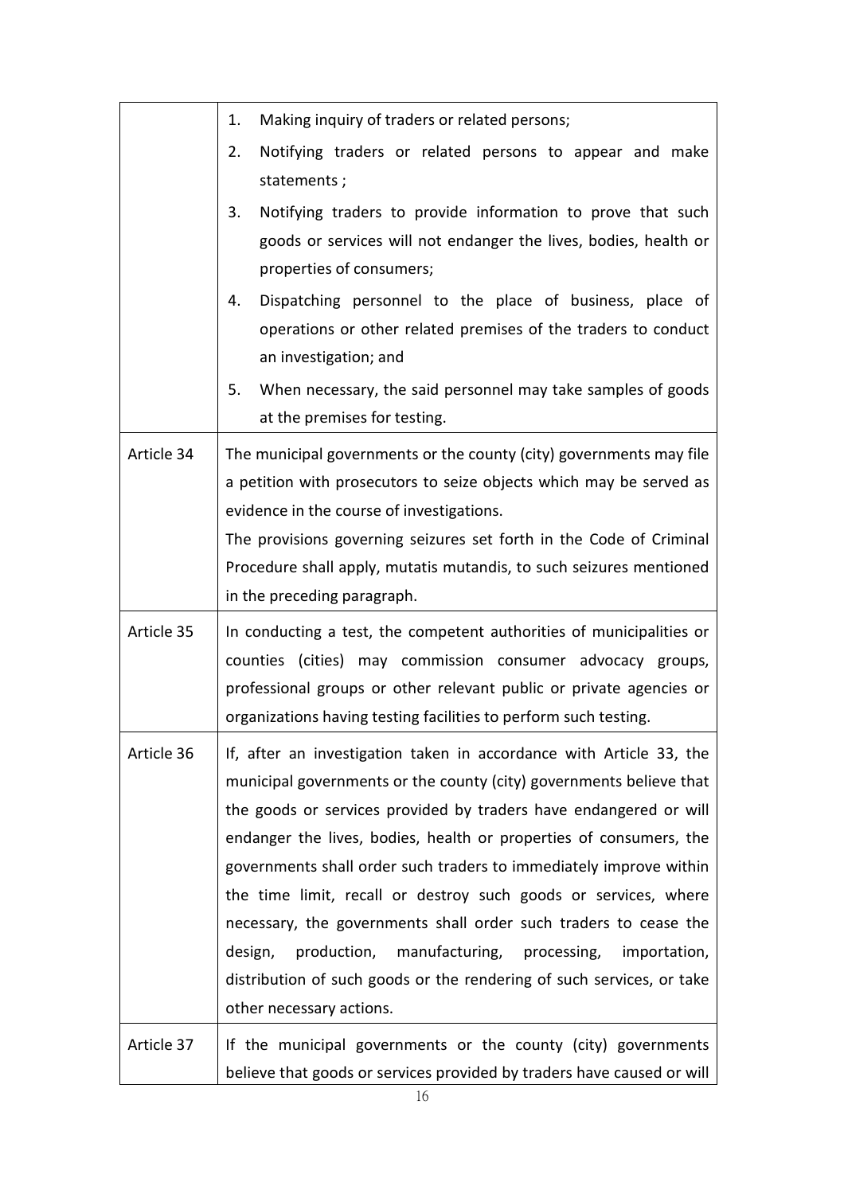| | |
|---|---|
| | 1. Making inquiry of traders or related persons;<br>2. Notifying traders or related persons to appear and make statements ;<br>3. Notifying traders to provide information to prove that such goods or services will not endanger the lives, bodies, health or properties of consumers;<br>4. Dispatching personnel to the place of business, place of operations or other related premises of the traders to conduct an investigation; and<br>5. When necessary, the said personnel may take samples of goods at the premises for testing. |
| Article 34 | The municipal governments or the county (city) governments may file a petition with prosecutors to seize objects which may be served as evidence in the course of investigations.<br>The provisions governing seizures set forth in the Code of Criminal Procedure shall apply, mutatis mutandis, to such seizures mentioned in the preceding paragraph. |
| Article 35 | In conducting a test, the competent authorities of municipalities or counties (cities) may commission consumer advocacy groups, professional groups or other relevant public or private agencies or organizations having testing facilities to perform such testing. |
| Article 36 | If, after an investigation taken in accordance with Article 33, the municipal governments or the county (city) governments believe that the goods or services provided by traders have endangered or will endanger the lives, bodies, health or properties of consumers, the governments shall order such traders to immediately improve within the time limit, recall or destroy such goods or services, where necessary, the governments shall order such traders to cease the design, production, manufacturing, processing, importation, distribution of such goods or the rendering of such services, or take other necessary actions. |
| Article 37 | If the municipal governments or the county (city) governments believe that goods or services provided by traders have caused or will |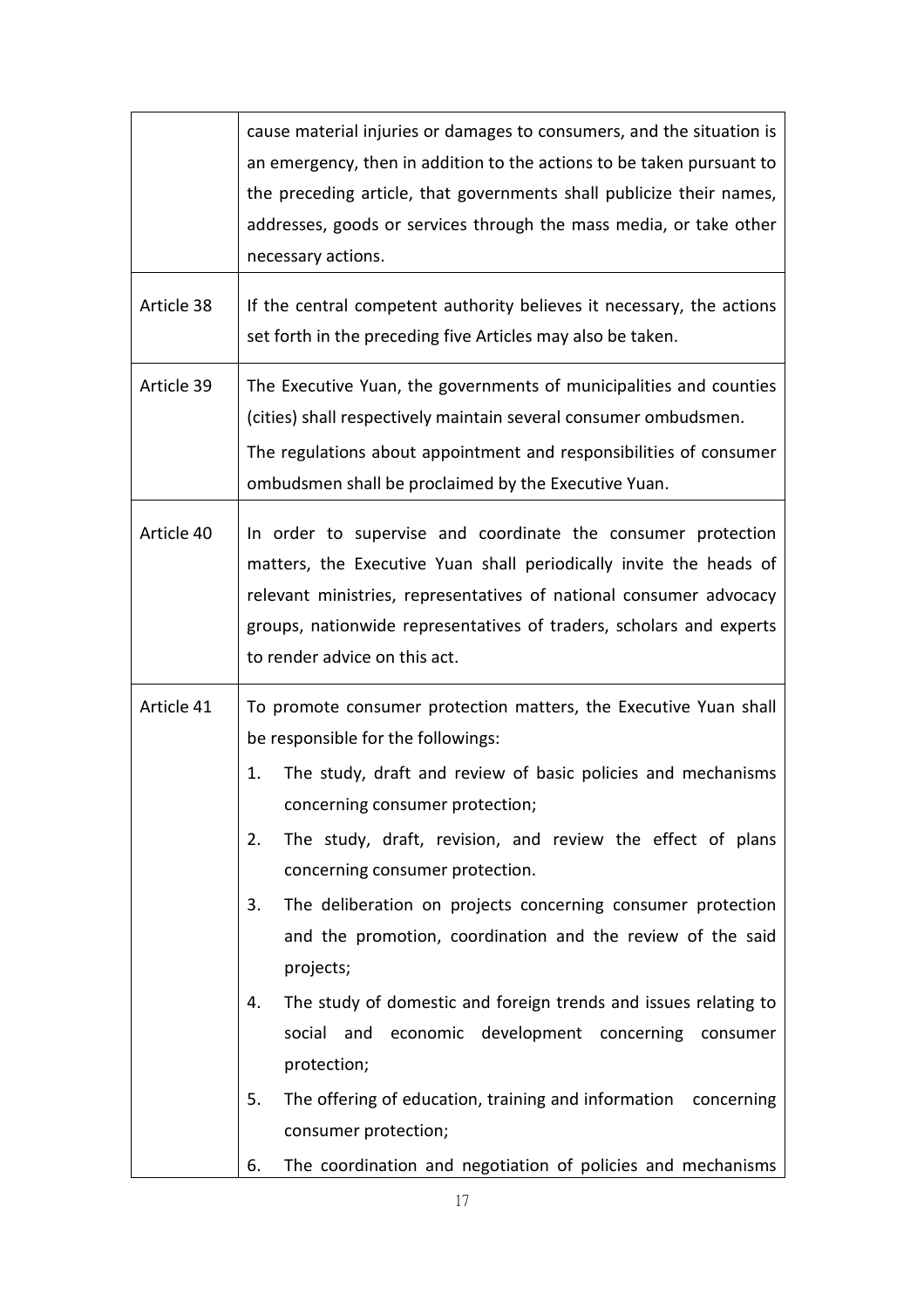| | |
|---|---|
| | cause material injuries or damages to consumers, and the situation is an emergency, then in addition to the actions to be taken pursuant to the preceding article, that governments shall publicize their names, addresses, goods or services through the mass media, or take other necessary actions. |
| Article 38 | If the central competent authority believes it necessary, the actions set forth in the preceding five Articles may also be taken. |
| Article 39 | The Executive Yuan, the governments of municipalities and counties (cities) shall respectively maintain several consumer ombudsmen.<br>The regulations about appointment and responsibilities of consumer ombudsmen shall be proclaimed by the Executive Yuan. |
| Article 40 | In order to supervise and coordinate the consumer protection matters, the Executive Yuan shall periodically invite the heads of relevant ministries, representatives of national consumer advocacy groups, nationwide representatives of traders, scholars and experts to render advice on this act. |
| Article 41 | To promote consumer protection matters, the Executive Yuan shall be responsible for the followings:<br>1. The study, draft and review of basic policies and mechanisms concerning consumer protection;<br>2. The study, draft, revision, and review the effect of plans concerning consumer protection.<br>3. The deliberation on projects concerning consumer protection and the promotion, coordination and the review of the said projects;<br>4. The study of domestic and foreign trends and issues relating to social and economic development concerning consumer protection;<br>5. The offering of education, training and information concerning consumer protection;<br>6. The coordination and negotiation of policies and mechanisms |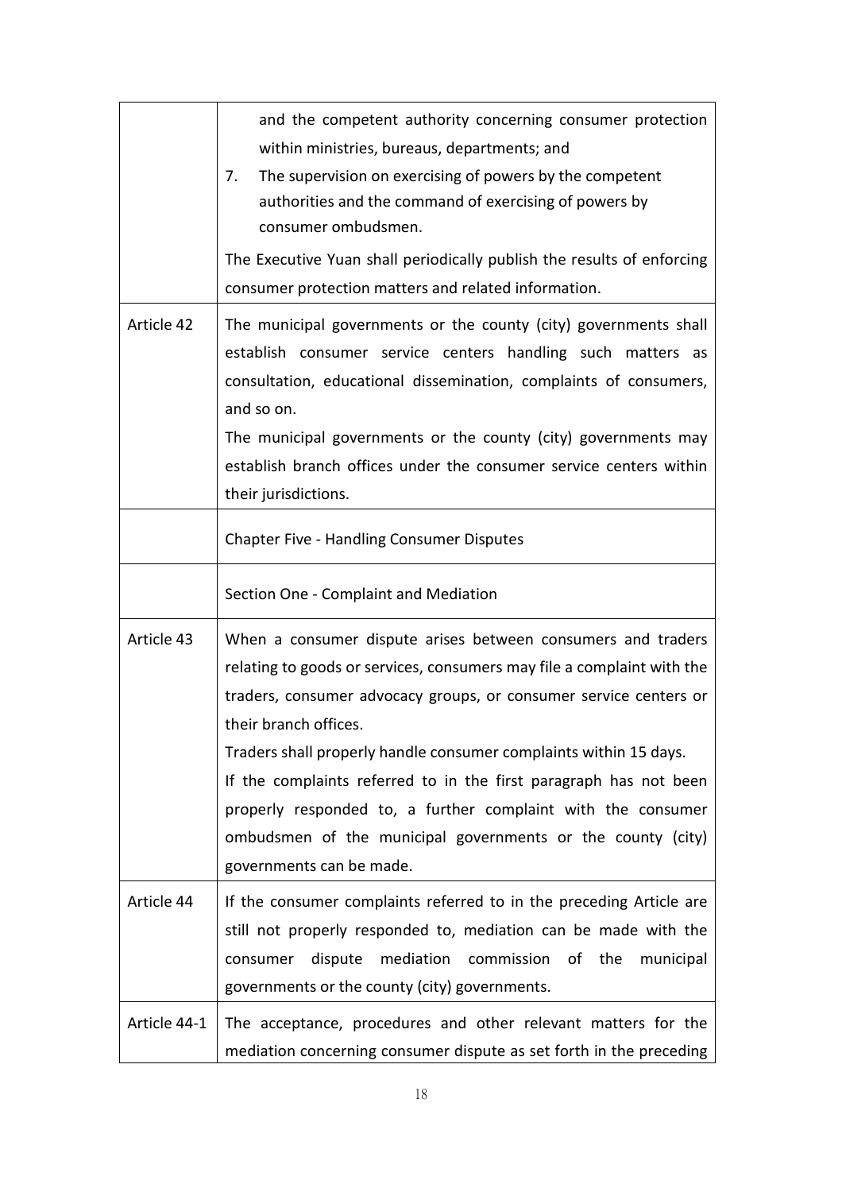| | |
|---|---|
| | and the competent authority concerning consumer protection within ministries, bureaus, departments; and<br>7. The supervision on exercising of powers by the competent authorities and the command of exercising of powers by consumer ombudsmen.<br>The Executive Yuan shall periodically publish the results of enforcing consumer protection matters and related information. |
| Article 42 | The municipal governments or the county (city) governments shall establish consumer service centers handling such matters as consultation, educational dissemination, complaints of consumers, and so on.<br>The municipal governments or the county (city) governments may establish branch offices under the consumer service centers within their jurisdictions. |
| | Chapter Five - Handling Consumer Disputes |
| | Section One - Complaint and Mediation |
| Article 43 | When a consumer dispute arises between consumers and traders relating to goods or services, consumers may file a complaint with the traders, consumer advocacy groups, or consumer service centers or their branch offices.<br>Traders shall properly handle consumer complaints within 15 days.<br>If the complaints referred to in the first paragraph has not been properly responded to, a further complaint with the consumer ombudsmen of the municipal governments or the county (city) governments can be made. |
| Article 44 | If the consumer complaints referred to in the preceding Article are still not properly responded to, mediation can be made with the consumer dispute mediation commission of the municipal governments or the county (city) governments. |
| Article 44-1 | The acceptance, procedures and other relevant matters for the mediation concerning consumer dispute as set forth in the preceding |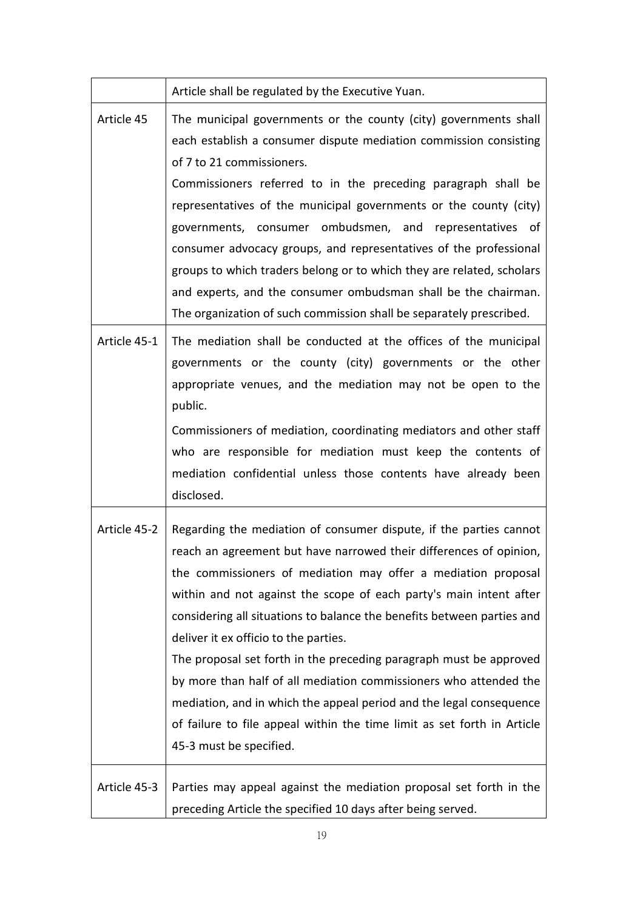| | |
|---|---|
| | Article shall be regulated by the Executive Yuan. |
| Article 45 | The municipal governments or the county (city) governments shall each establish a consumer dispute mediation commission consisting of 7 to 21 commissioners.<br>Commissioners referred to in the preceding paragraph shall be representatives of the municipal governments or the county (city) governments, consumer ombudsmen, and representatives of consumer advocacy groups, and representatives of the professional groups to which traders belong or to which they are related, scholars and experts, and the consumer ombudsman shall be the chairman. The organization of such commission shall be separately prescribed. |
| Article 45-1 | The mediation shall be conducted at the offices of the municipal governments or the county (city) governments or the other appropriate venues, and the mediation may not be open to the public.<br>Commissioners of mediation, coordinating mediators and other staff who are responsible for mediation must keep the contents of mediation confidential unless those contents have already been disclosed. |
| Article 45-2 | Regarding the mediation of consumer dispute, if the parties cannot reach an agreement but have narrowed their differences of opinion, the commissioners of mediation may offer a mediation proposal within and not against the scope of each party's main intent after considering all situations to balance the benefits between parties and deliver it ex officio to the parties.<br>The proposal set forth in the preceding paragraph must be approved by more than half of all mediation commissioners who attended the mediation, and in which the appeal period and the legal consequence of failure to file appeal within the time limit as set forth in Article 45-3 must be specified. |
| Article 45-3 | Parties may appeal against the mediation proposal set forth in the preceding Article the specified 10 days after being served. |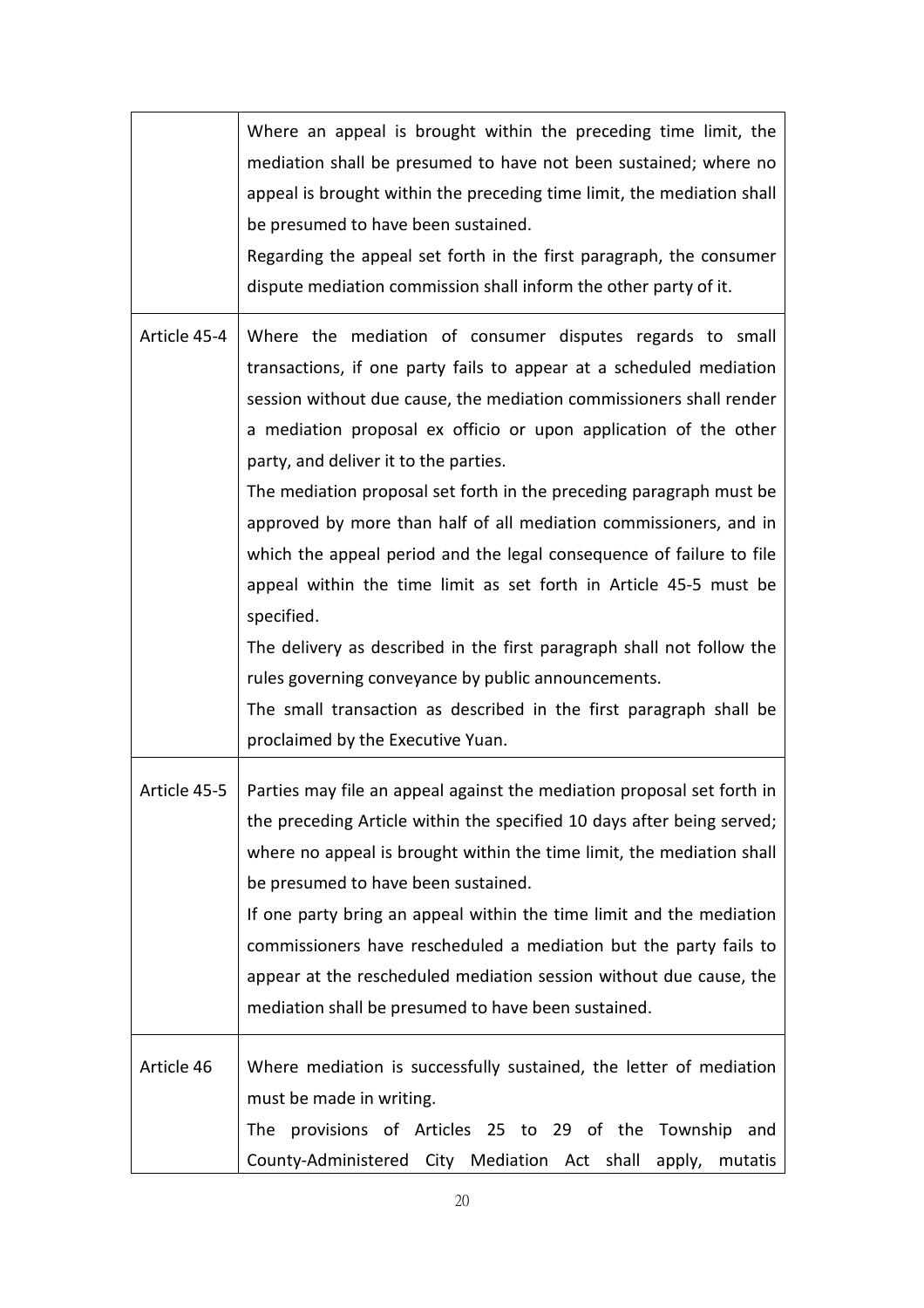| | |
|---|---|
| | Where an appeal is brought within the preceding time limit, the mediation shall be presumed to have not been sustained; where no appeal is brought within the preceding time limit, the mediation shall be presumed to have been sustained.<br>Regarding the appeal set forth in the first paragraph, the consumer dispute mediation commission shall inform the other party of it. |
| Article 45-4 | Where the mediation of consumer disputes regards to small transactions, if one party fails to appear at a scheduled mediation session without due cause, the mediation commissioners shall render a mediation proposal ex officio or upon application of the other party, and deliver it to the parties.<br>The mediation proposal set forth in the preceding paragraph must be approved by more than half of all mediation commissioners, and in which the appeal period and the legal consequence of failure to file appeal within the time limit as set forth in Article 45-5 must be specified.<br>The delivery as described in the first paragraph shall not follow the rules governing conveyance by public announcements.<br>The small transaction as described in the first paragraph shall be proclaimed by the Executive Yuan. |
| Article 45-5 | Parties may file an appeal against the mediation proposal set forth in the preceding Article within the specified 10 days after being served; where no appeal is brought within the time limit, the mediation shall be presumed to have been sustained.<br>If one party bring an appeal within the time limit and the mediation commissioners have rescheduled a mediation but the party fails to appear at the rescheduled mediation session without due cause, the mediation shall be presumed to have been sustained. |
| Article 46 | Where mediation is successfully sustained, the letter of mediation must be made in writing.<br>The provisions of Articles 25 to 29 of the Township and County-Administered City Mediation Act shall apply, mutatis |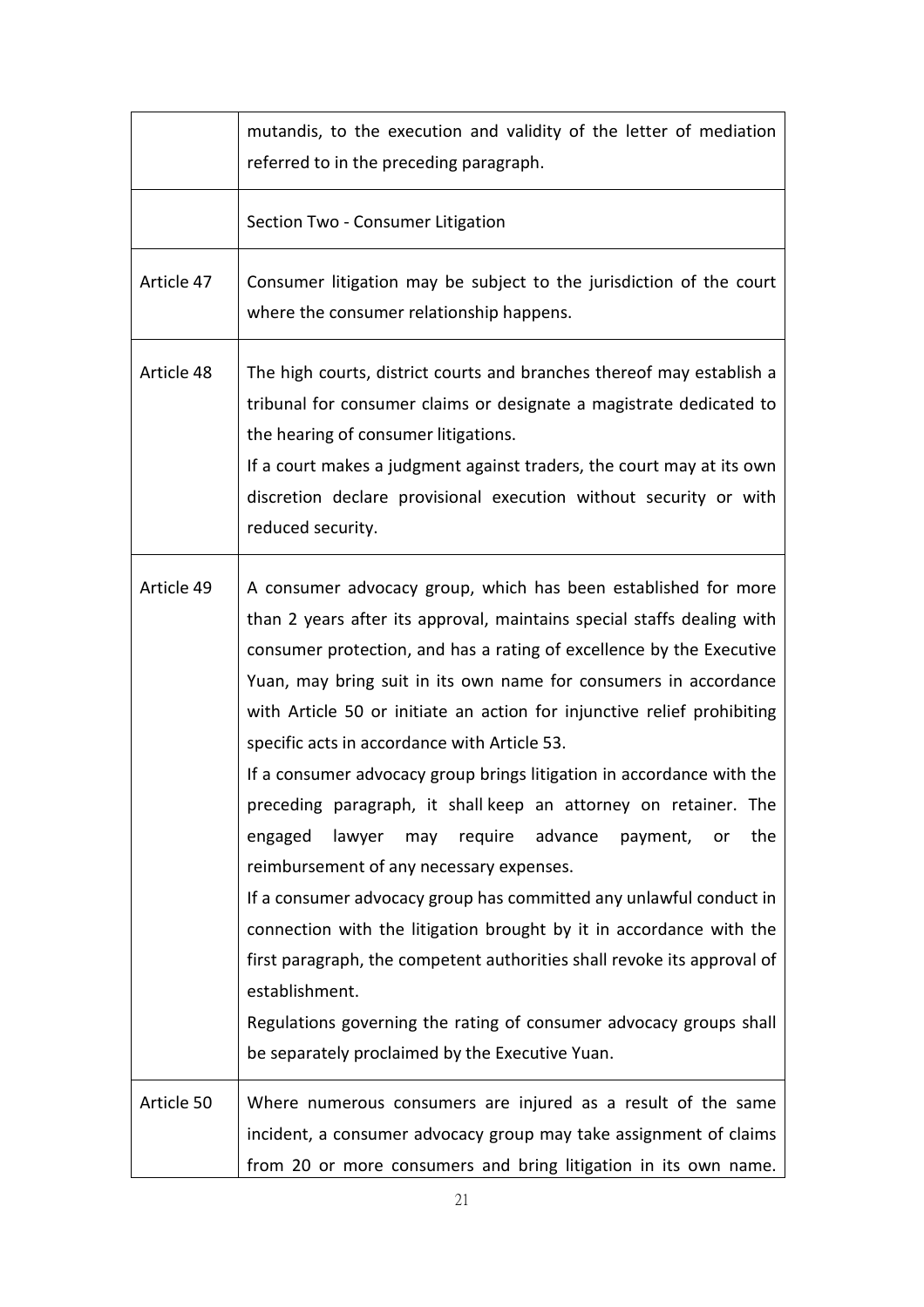| | |
|---|---|
| | mutandis, to the execution and validity of the letter of mediation referred to in the preceding paragraph. |
| | Section Two - Consumer Litigation |
| Article 47 | Consumer litigation may be subject to the jurisdiction of the court where the consumer relationship happens. |
| Article 48 | The high courts, district courts and branches thereof may establish a tribunal for consumer claims or designate a magistrate dedicated to the hearing of consumer litigations.<br>If a court makes a judgment against traders, the court may at its own discretion declare provisional execution without security or with reduced security. |
| Article 49 | A consumer advocacy group, which has been established for more than 2 years after its approval, maintains special staffs dealing with consumer protection, and has a rating of excellence by the Executive Yuan, may bring suit in its own name for consumers in accordance with Article 50 or initiate an action for injunctive relief prohibiting specific acts in accordance with Article 53.<br>If a consumer advocacy group brings litigation in accordance with the preceding paragraph, it shall keep an attorney on retainer. The engaged lawyer may require advance payment, or the reimbursement of any necessary expenses.<br>If a consumer advocacy group has committed any unlawful conduct in connection with the litigation brought by it in accordance with the first paragraph, the competent authorities shall revoke its approval of establishment.<br>Regulations governing the rating of consumer advocacy groups shall be separately proclaimed by the Executive Yuan. |
| Article 50 | Where numerous consumers are injured as a result of the same incident, a consumer advocacy group may take assignment of claims from 20 or more consumers and bring litigation in its own name. |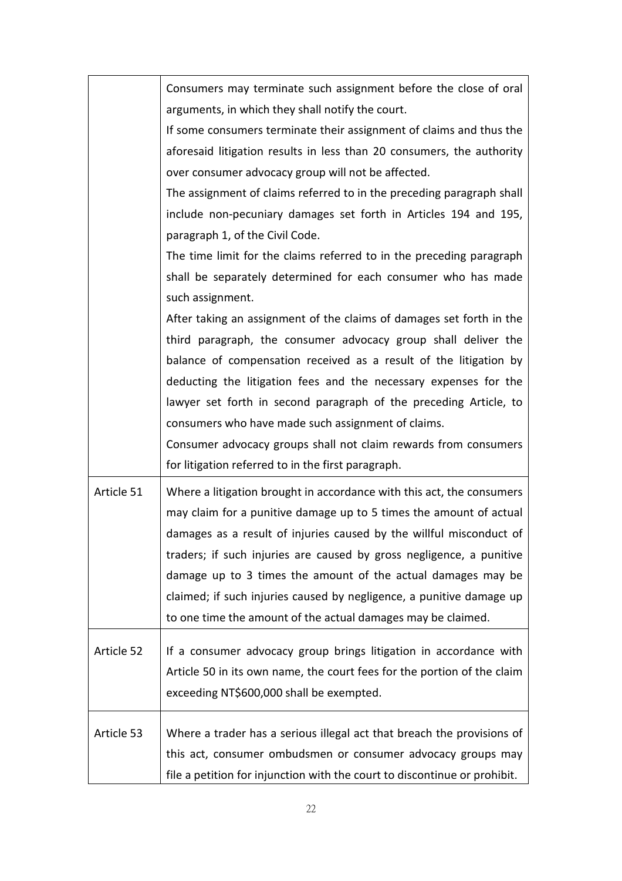| | |
|---|---|
| | Consumers may terminate such assignment before the close of oral arguments, in which they shall notify the court.<br>If some consumers terminate their assignment of claims and thus the aforesaid litigation results in less than 20 consumers, the authority over consumer advocacy group will not be affected.<br>The assignment of claims referred to in the preceding paragraph shall include non-pecuniary damages set forth in Articles 194 and 195, paragraph 1, of the Civil Code.<br>The time limit for the claims referred to in the preceding paragraph shall be separately determined for each consumer who has made such assignment.<br>After taking an assignment of the claims of damages set forth in the third paragraph, the consumer advocacy group shall deliver the balance of compensation received as a result of the litigation by deducting the litigation fees and the necessary expenses for the lawyer set forth in second paragraph of the preceding Article, to consumers who have made such assignment of claims.<br>Consumer advocacy groups shall not claim rewards from consumers for litigation referred to in the first paragraph. |
| Article 51 | Where a litigation brought in accordance with this act, the consumers may claim for a punitive damage up to 5 times the amount of actual damages as a result of injuries caused by the willful misconduct of traders; if such injuries are caused by gross negligence, a punitive damage up to 3 times the amount of the actual damages may be claimed; if such injuries caused by negligence, a punitive damage up to one time the amount of the actual damages may be claimed. |
| Article 52 | If a consumer advocacy group brings litigation in accordance with Article 50 in its own name, the court fees for the portion of the claim exceeding NT$600,000 shall be exempted. |
| Article 53 | Where a trader has a serious illegal act that breach the provisions of this act, consumer ombudsmen or consumer advocacy groups may file a petition for injunction with the court to discontinue or prohibit. |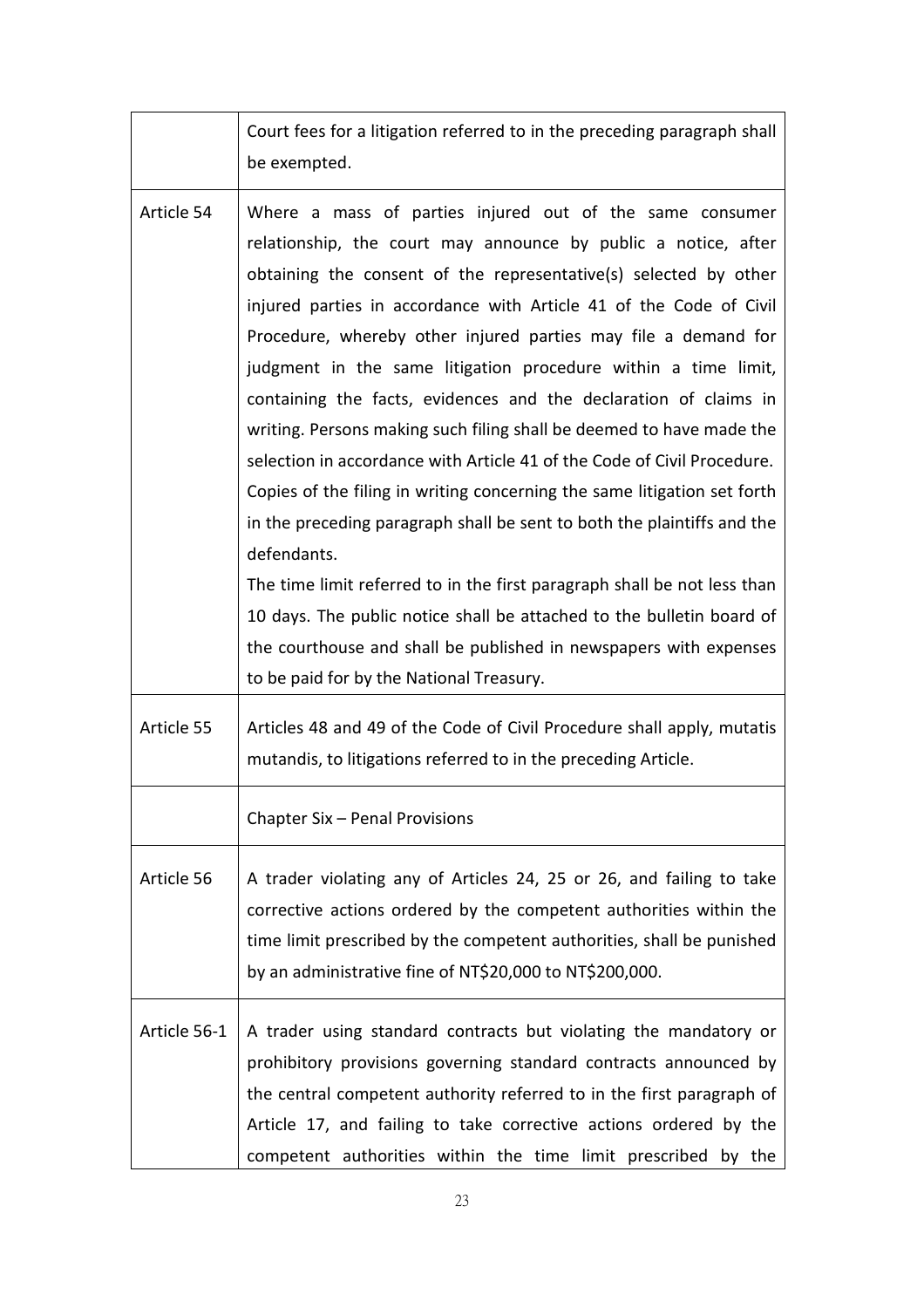| | |
|---|---|
| | Court fees for a litigation referred to in the preceding paragraph shall be exempted. |
| Article 54 | Where a mass of parties injured out of the same consumer relationship, the court may announce by public a notice, after obtaining the consent of the representative(s) selected by other injured parties in accordance with Article 41 of the Code of Civil Procedure, whereby other injured parties may file a demand for judgment in the same litigation procedure within a time limit, containing the facts, evidences and the declaration of claims in writing. Persons making such filing shall be deemed to have made the selection in accordance with Article 41 of the Code of Civil Procedure. Copies of the filing in writing concerning the same litigation set forth in the preceding paragraph shall be sent to both the plaintiffs and the defendants.<br>The time limit referred to in the first paragraph shall be not less than 10 days. The public notice shall be attached to the bulletin board of the courthouse and shall be published in newspapers with expenses to be paid for by the National Treasury. |
| Article 55 | Articles 48 and 49 of the Code of Civil Procedure shall apply, mutatis mutandis, to litigations referred to in the preceding Article. |
| | Chapter Six – Penal Provisions |
| Article 56 | A trader violating any of Articles 24, 25 or 26, and failing to take corrective actions ordered by the competent authorities within the time limit prescribed by the competent authorities, shall be punished by an administrative fine of NT$20,000 to NT$200,000. |
| Article 56-1 | A trader using standard contracts but violating the mandatory or prohibitory provisions governing standard contracts announced by the central competent authority referred to in the first paragraph of Article 17, and failing to take corrective actions ordered by the competent authorities within the time limit prescribed by the |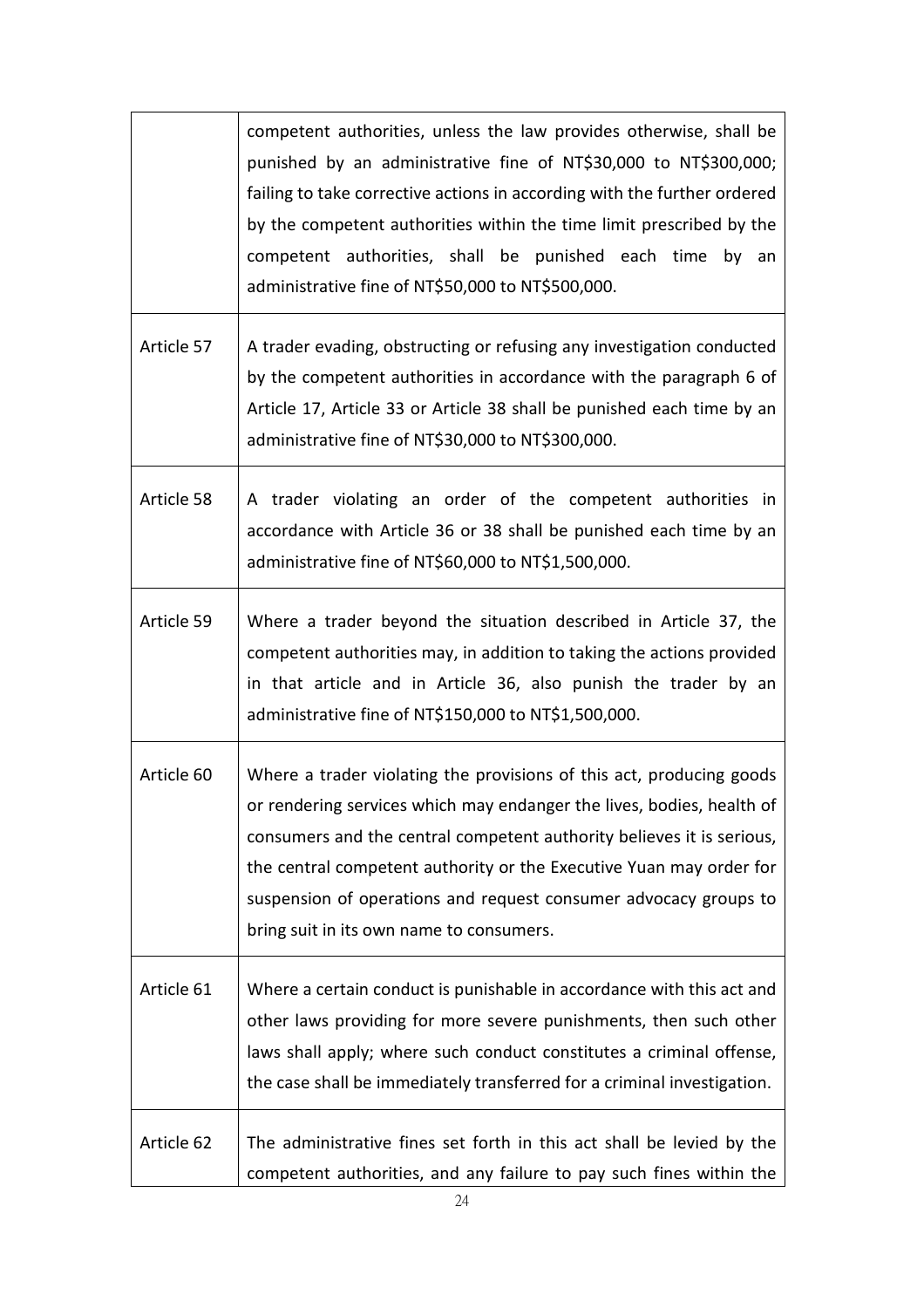| | |
|---|---|
| | competent authorities, unless the law provides otherwise, shall be punished by an administrative fine of NT$30,000 to NT$300,000; failing to take corrective actions in according with the further ordered by the competent authorities within the time limit prescribed by the competent authorities, shall be punished each time by an administrative fine of NT$50,000 to NT$500,000. |
| Article 57 | A trader evading, obstructing or refusing any investigation conducted by the competent authorities in accordance with the paragraph 6 of Article 17, Article 33 or Article 38 shall be punished each time by an administrative fine of NT$30,000 to NT$300,000. |
| Article 58 | A trader violating an order of the competent authorities in accordance with Article 36 or 38 shall be punished each time by an administrative fine of NT$60,000 to NT$1,500,000. |
| Article 59 | Where a trader beyond the situation described in Article 37, the competent authorities may, in addition to taking the actions provided in that article and in Article 36, also punish the trader by an administrative fine of NT$150,000 to NT$1,500,000. |
| Article 60 | Where a trader violating the provisions of this act, producing goods or rendering services which may endanger the lives, bodies, health of consumers and the central competent authority believes it is serious, the central competent authority or the Executive Yuan may order for suspension of operations and request consumer advocacy groups to bring suit in its own name to consumers. |
| Article 61 | Where a certain conduct is punishable in accordance with this act and other laws providing for more severe punishments, then such other laws shall apply; where such conduct constitutes a criminal offense, the case shall be immediately transferred for a criminal investigation. |
| Article 62 | The administrative fines set forth in this act shall be levied by the competent authorities, and any failure to pay such fines within the |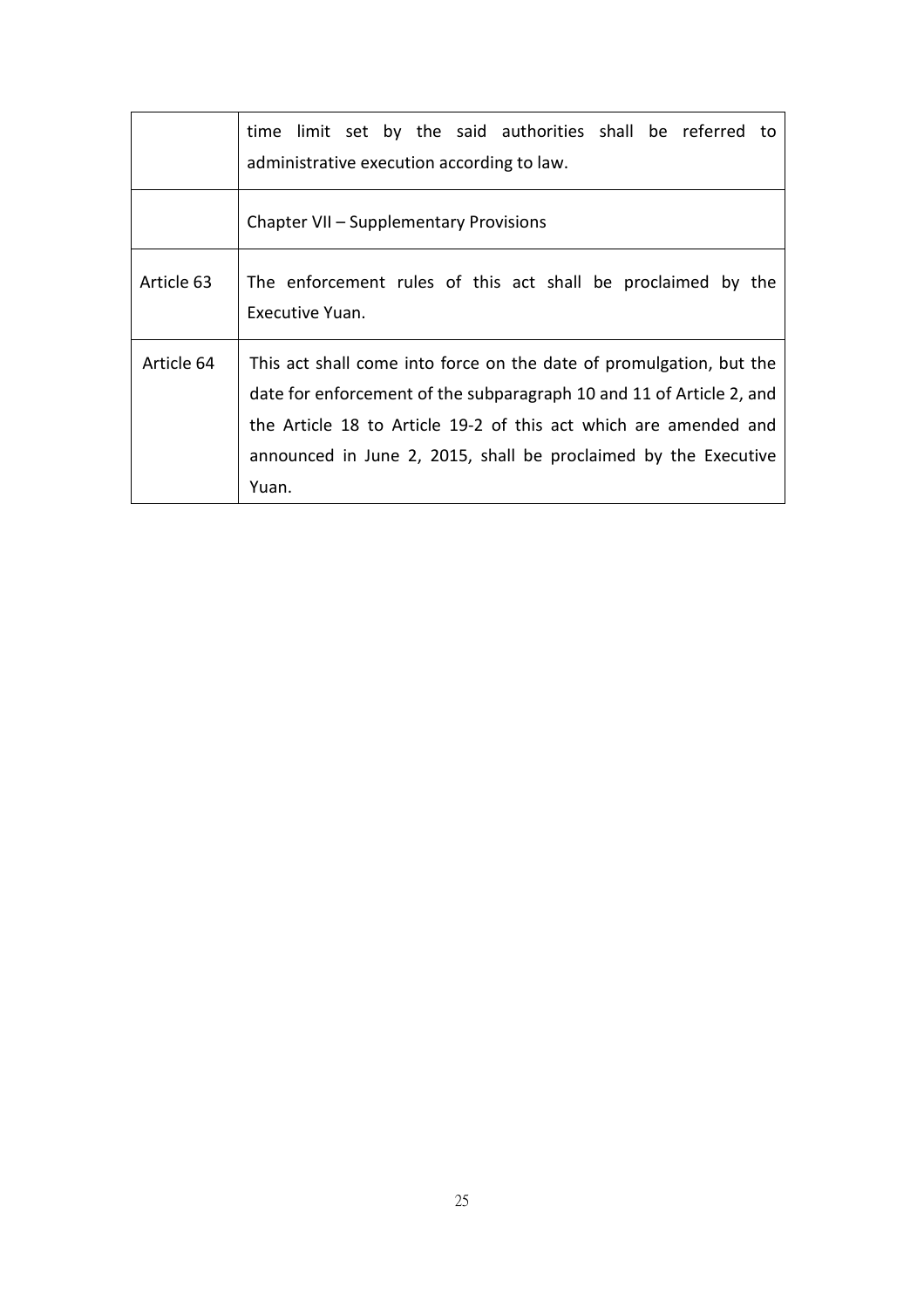| | |
|---|---|
| | time limit set by the said authorities shall be referred to administrative execution according to law. |
| | Chapter VII – Supplementary Provisions |
| Article 63 | The enforcement rules of this act shall be proclaimed by the Executive Yuan. |
| Article 64 | This act shall come into force on the date of promulgation, but the date for enforcement of the subparagraph 10 and 11 of Article 2, and the Article 18 to Article 19-2 of this act which are amended and announced in June 2, 2015, shall be proclaimed by the Executive Yuan. |